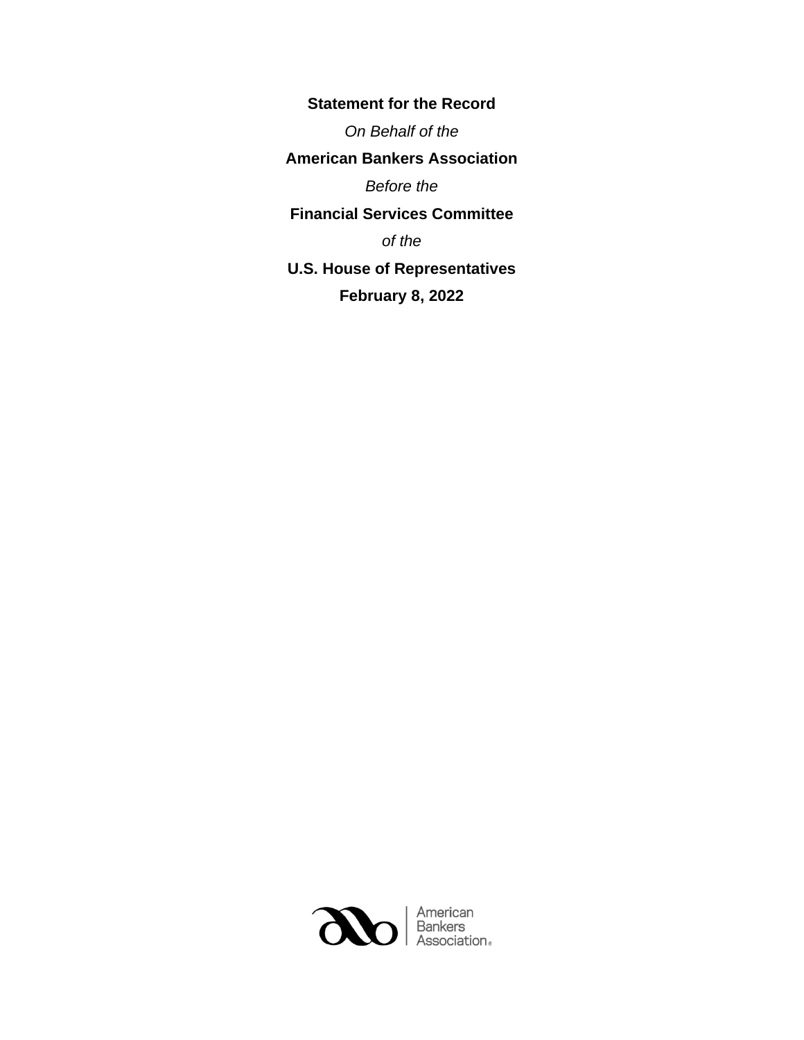**Statement for the Record**

*On Behalf of the*

**American Bankers Association**

*Before the*

**Financial Services Committee**

*of the*

**U.S. House of Representatives**

**February 8, 2022**

American Bankers Association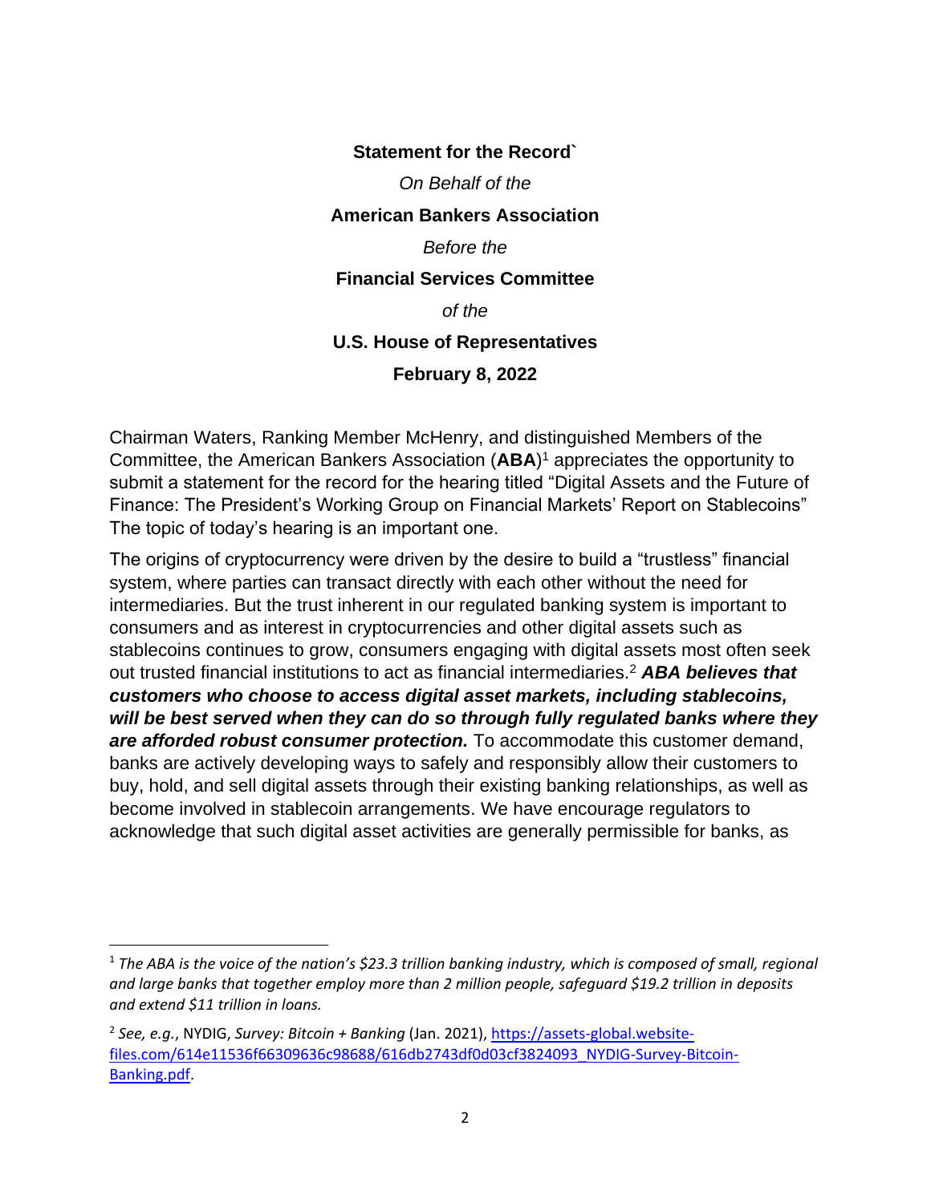**Statement for the Record`**

*On Behalf of the*

**American Bankers Association**

*Before the*

**Financial Services Committee**

*of the*

**U.S. House of Representatives**

**February 8, 2022**

Chairman Waters, Ranking Member McHenry, and distinguished Members of the Committee, the American Bankers Association (**ABA**)[1] appreciates the opportunity to submit a statement for the record for the hearing titled "Digital Assets and the Future of Finance: The President's Working Group on Financial Markets' Report on Stablecoins" The topic of today's hearing is an important one.

The origins of cryptocurrency were driven by the desire to build a "trustless" financial system, where parties can transact directly with each other without the need for intermediaries. But the trust inherent in our regulated banking system is important to consumers and as interest in cryptocurrencies and other digital assets such as stablecoins continues to grow, consumers engaging with digital assets most often seek out trusted financial institutions to act as financial intermediaries.[2] ***ABA believes that customers who choose to access digital asset markets, including stablecoins, will be best served when they can do so through fully regulated banks where they are afforded robust consumer protection.*** To accommodate this customer demand, banks are actively developing ways to safely and responsibly allow their customers to buy, hold, and sell digital assets through their existing banking relationships, as well as become involved in stablecoin arrangements. We have encourage regulators to acknowledge that such digital asset activities are generally permissible for banks, as

---

[1] *The ABA is the voice of the nation's $23.3 trillion banking industry, which is composed of small, regional and large banks that together employ more than 2 million people, safeguard $19.2 trillion in deposits and extend $11 trillion in loans.*

[2] *See, e.g.*, NYDIG, *Survey: Bitcoin + Banking* (Jan. 2021), https://assets-global.website-files.com/614e11536f66309636c98688/616db2743df0d03cf3824093_NYDIG-Survey-Bitcoin-Banking.pdf.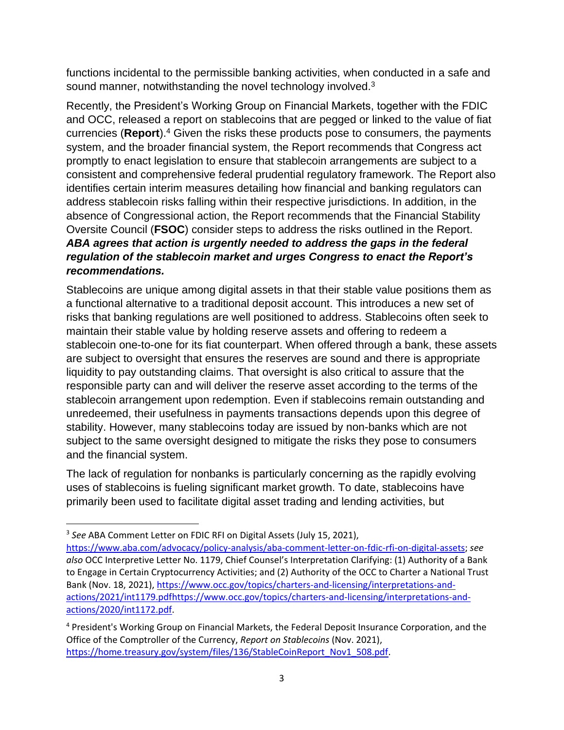functions incidental to the permissible banking activities, when conducted in a safe and sound manner, notwithstanding the novel technology involved.[3]

Recently, the President's Working Group on Financial Markets, together with the FDIC and OCC, released a report on stablecoins that are pegged or linked to the value of fiat currencies (**Report**).[4] Given the risks these products pose to consumers, the payments system, and the broader financial system, the Report recommends that Congress act promptly to enact legislation to ensure that stablecoin arrangements are subject to a consistent and comprehensive federal prudential regulatory framework. The Report also identifies certain interim measures detailing how financial and banking regulators can address stablecoin risks falling within their respective jurisdictions. In addition, in the absence of Congressional action, the Report recommends that the Financial Stability Oversite Council (**FSOC**) consider steps to address the risks outlined in the Report. ***ABA agrees that action is urgently needed to address the gaps in the federal regulation of the stablecoin market and urges Congress to enact the Report's recommendations.***

Stablecoins are unique among digital assets in that their stable value positions them as a functional alternative to a traditional deposit account. This introduces a new set of risks that banking regulations are well positioned to address. Stablecoins often seek to maintain their stable value by holding reserve assets and offering to redeem a stablecoin one-to-one for its fiat counterpart. When offered through a bank, these assets are subject to oversight that ensures the reserves are sound and there is appropriate liquidity to pay outstanding claims. That oversight is also critical to assure that the responsible party can and will deliver the reserve asset according to the terms of the stablecoin arrangement upon redemption. Even if stablecoins remain outstanding and unredeemed, their usefulness in payments transactions depends upon this degree of stability. However, many stablecoins today are issued by non-banks which are not subject to the same oversight designed to mitigate the risks they pose to consumers and the financial system.

The lack of regulation for nonbanks is particularly concerning as the rapidly evolving uses of stablecoins is fueling significant market growth. To date, stablecoins have primarily been used to facilitate digital asset trading and lending activities, but

---

[3] *See* ABA Comment Letter on FDIC RFI on Digital Assets (July 15, 2021), https://www.aba.com/advocacy/policy-analysis/aba-comment-letter-on-fdic-rfi-on-digital-assets; *see also* OCC Interpretive Letter No. 1179, Chief Counsel's Interpretation Clarifying: (1) Authority of a Bank to Engage in Certain Cryptocurrency Activities; and (2) Authority of the OCC to Charter a National Trust Bank (Nov. 18, 2021), https://www.occ.gov/topics/charters-and-licensing/interpretations-and-actions/2021/int1179.pdfhttps://www.occ.gov/topics/charters-and-licensing/interpretations-and-actions/2020/int1172.pdf.

[4] President's Working Group on Financial Markets, the Federal Deposit Insurance Corporation, and the Office of the Comptroller of the Currency, *Report on Stablecoins* (Nov. 2021), https://home.treasury.gov/system/files/136/StableCoinReport_Nov1_508.pdf.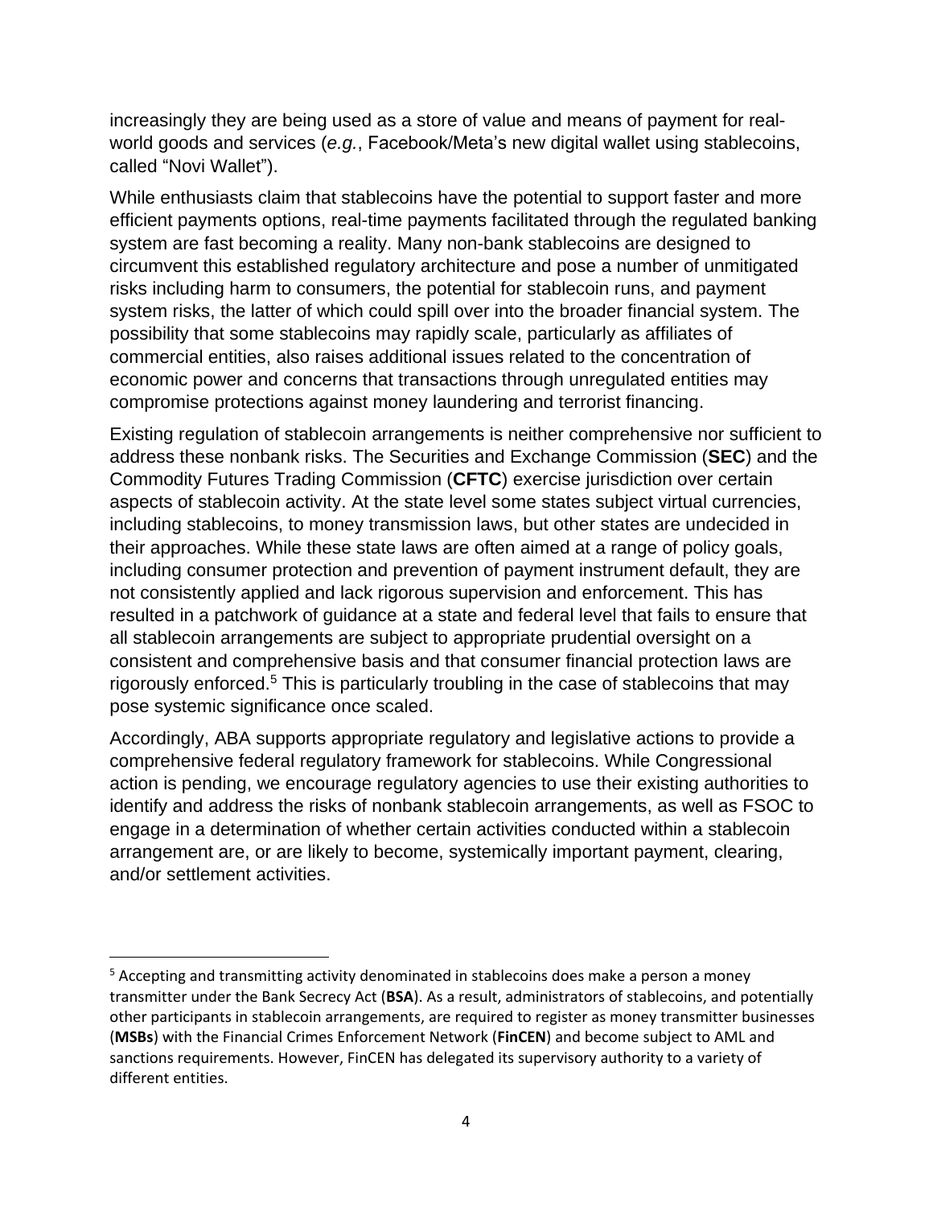increasingly they are being used as a store of value and means of payment for real-world goods and services (*e.g.*, Facebook/Meta's new digital wallet using stablecoins, called "Novi Wallet").

While enthusiasts claim that stablecoins have the potential to support faster and more efficient payments options, real-time payments facilitated through the regulated banking system are fast becoming a reality. Many non-bank stablecoins are designed to circumvent this established regulatory architecture and pose a number of unmitigated risks including harm to consumers, the potential for stablecoin runs, and payment system risks, the latter of which could spill over into the broader financial system. The possibility that some stablecoins may rapidly scale, particularly as affiliates of commercial entities, also raises additional issues related to the concentration of economic power and concerns that transactions through unregulated entities may compromise protections against money laundering and terrorist financing.

Existing regulation of stablecoin arrangements is neither comprehensive nor sufficient to address these nonbank risks. The Securities and Exchange Commission (**SEC**) and the Commodity Futures Trading Commission (**CFTC**) exercise jurisdiction over certain aspects of stablecoin activity. At the state level some states subject virtual currencies, including stablecoins, to money transmission laws, but other states are undecided in their approaches. While these state laws are often aimed at a range of policy goals, including consumer protection and prevention of payment instrument default, they are not consistently applied and lack rigorous supervision and enforcement. This has resulted in a patchwork of guidance at a state and federal level that fails to ensure that all stablecoin arrangements are subject to appropriate prudential oversight on a consistent and comprehensive basis and that consumer financial protection laws are rigorously enforced.[5] This is particularly troubling in the case of stablecoins that may pose systemic significance once scaled.

Accordingly, ABA supports appropriate regulatory and legislative actions to provide a comprehensive federal regulatory framework for stablecoins. While Congressional action is pending, we encourage regulatory agencies to use their existing authorities to identify and address the risks of nonbank stablecoin arrangements, as well as FSOC to engage in a determination of whether certain activities conducted within a stablecoin arrangement are, or are likely to become, systemically important payment, clearing, and/or settlement activities.

---

[5] Accepting and transmitting activity denominated in stablecoins does make a person a money transmitter under the Bank Secrecy Act (**BSA**). As a result, administrators of stablecoins, and potentially other participants in stablecoin arrangements, are required to register as money transmitter businesses (**MSBs**) with the Financial Crimes Enforcement Network (**FinCEN**) and become subject to AML and sanctions requirements. However, FinCEN has delegated its supervisory authority to a variety of different entities.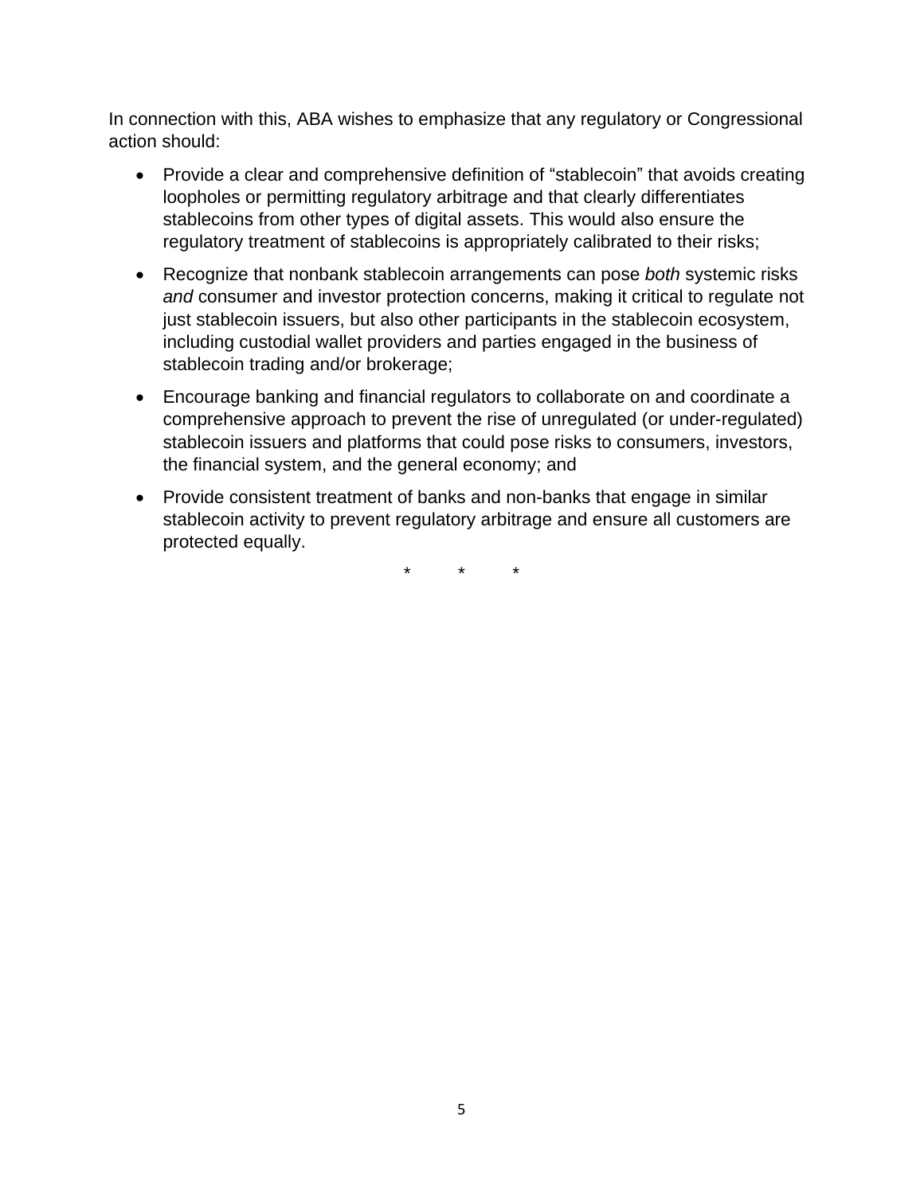In connection with this, ABA wishes to emphasize that any regulatory or Congressional action should:

- Provide a clear and comprehensive definition of "stablecoin" that avoids creating loopholes or permitting regulatory arbitrage and that clearly differentiates stablecoins from other types of digital assets. This would also ensure the regulatory treatment of stablecoins is appropriately calibrated to their risks;
- Recognize that nonbank stablecoin arrangements can pose *both* systemic risks *and* consumer and investor protection concerns, making it critical to regulate not just stablecoin issuers, but also other participants in the stablecoin ecosystem, including custodial wallet providers and parties engaged in the business of stablecoin trading and/or brokerage;
- Encourage banking and financial regulators to collaborate on and coordinate a comprehensive approach to prevent the rise of unregulated (or under-regulated) stablecoin issuers and platforms that could pose risks to consumers, investors, the financial system, and the general economy; and
- Provide consistent treatment of banks and non-banks that engage in similar stablecoin activity to prevent regulatory arbitrage and ensure all customers are protected equally.

\* \* \*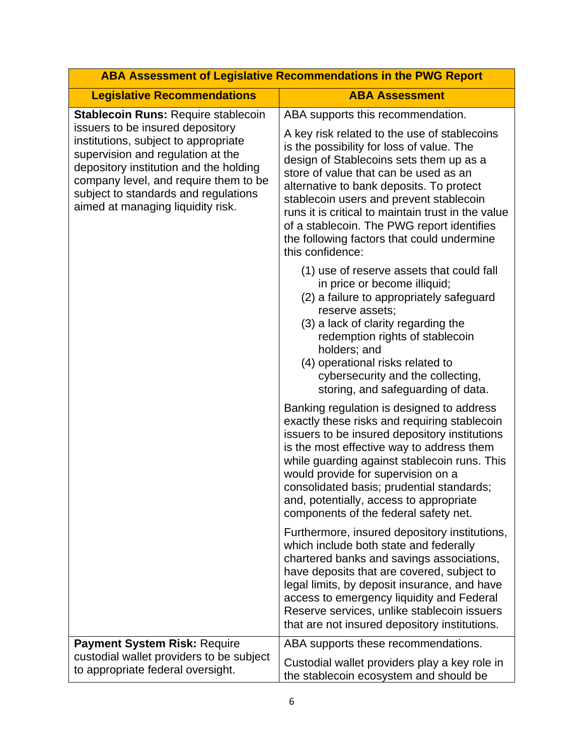| ABA Assessment of Legislative Recommendations in the PWG Report | |
|---|---|
| **Legislative Recommendations** | **ABA Assessment** |
| **Stablecoin Runs:** Require stablecoin issuers to be insured depository institutions, subject to appropriate supervision and regulation at the depository institution and the holding company level, and require them to be subject to standards and regulations aimed at managing liquidity risk. | ABA supports this recommendation.<br><br>A key risk related to the use of stablecoins is the possibility for loss of value. The design of Stablecoins sets them up as a store of value that can be used as an alternative to bank deposits. To protect stablecoin users and prevent stablecoin runs it is critical to maintain trust in the value of a stablecoin. The PWG report identifies the following factors that could undermine this confidence:<br><br>(1) use of reserve assets that could fall in price or become illiquid;<br>(2) a failure to appropriately safeguard reserve assets;<br>(3) a lack of clarity regarding the redemption rights of stablecoin holders; and<br>(4) operational risks related to cybersecurity and the collecting, storing, and safeguarding of data.<br><br>Banking regulation is designed to address exactly these risks and requiring stablecoin issuers to be insured depository institutions is the most effective way to address them while guarding against stablecoin runs. This would provide for supervision on a consolidated basis; prudential standards; and, potentially, access to appropriate components of the federal safety net.<br><br>Furthermore, insured depository institutions, which include both state and federally chartered banks and savings associations, have deposits that are covered, subject to legal limits, by deposit insurance, and have access to emergency liquidity and Federal Reserve services, unlike stablecoin issuers that are not insured depository institutions. |
| **Payment System Risk:** Require custodial wallet providers to be subject to appropriate federal oversight. | ABA supports these recommendations.<br><br>Custodial wallet providers play a key role in the stablecoin ecosystem and should be |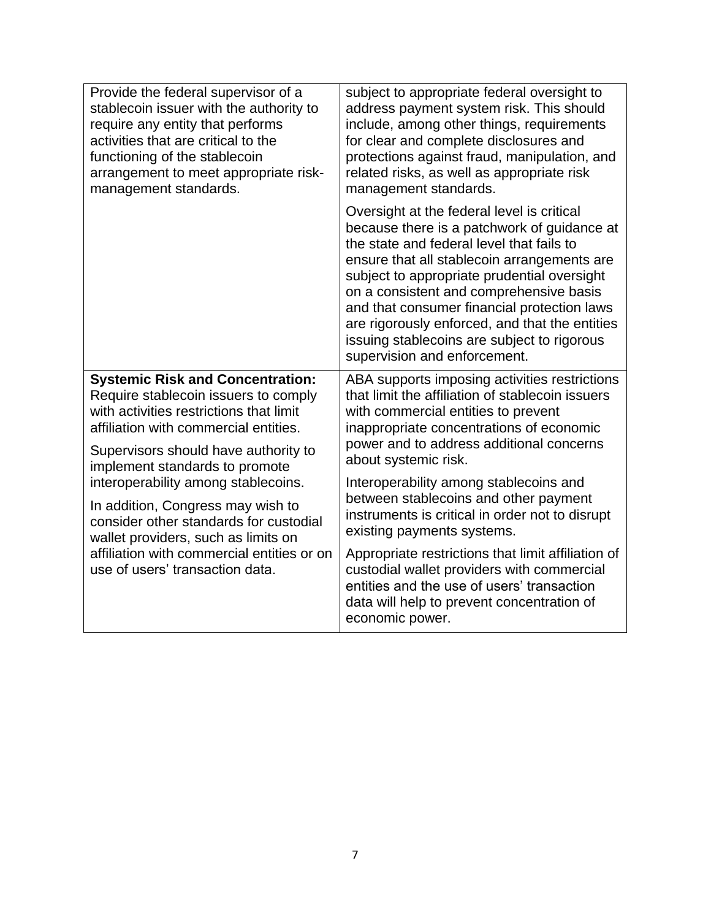| | |
|---|---|
| Provide the federal supervisor of a stablecoin issuer with the authority to require any entity that performs activities that are critical to the functioning of the stablecoin arrangement to meet appropriate risk-management standards. | subject to appropriate federal oversight to address payment system risk. This should include, among other things, requirements for clear and complete disclosures and protections against fraud, manipulation, and related risks, as well as appropriate risk management standards.<br><br>Oversight at the federal level is critical because there is a patchwork of guidance at the state and federal level that fails to ensure that all stablecoin arrangements are subject to appropriate prudential oversight on a consistent and comprehensive basis and that consumer financial protection laws are rigorously enforced, and that the entities issuing stablecoins are subject to rigorous supervision and enforcement. |
| **Systemic Risk and Concentration:** Require stablecoin issuers to comply with activities restrictions that limit affiliation with commercial entities.<br><br>Supervisors should have authority to implement standards to promote interoperability among stablecoins.<br><br>In addition, Congress may wish to consider other standards for custodial wallet providers, such as limits on affiliation with commercial entities or on use of users' transaction data. | ABA supports imposing activities restrictions that limit the affiliation of stablecoin issuers with commercial entities to prevent inappropriate concentrations of economic power and to address additional concerns about systemic risk.<br><br>Interoperability among stablecoins and between stablecoins and other payment instruments is critical in order not to disrupt existing payments systems.<br><br>Appropriate restrictions that limit affiliation of custodial wallet providers with commercial entities and the use of users' transaction data will help to prevent concentration of economic power. |